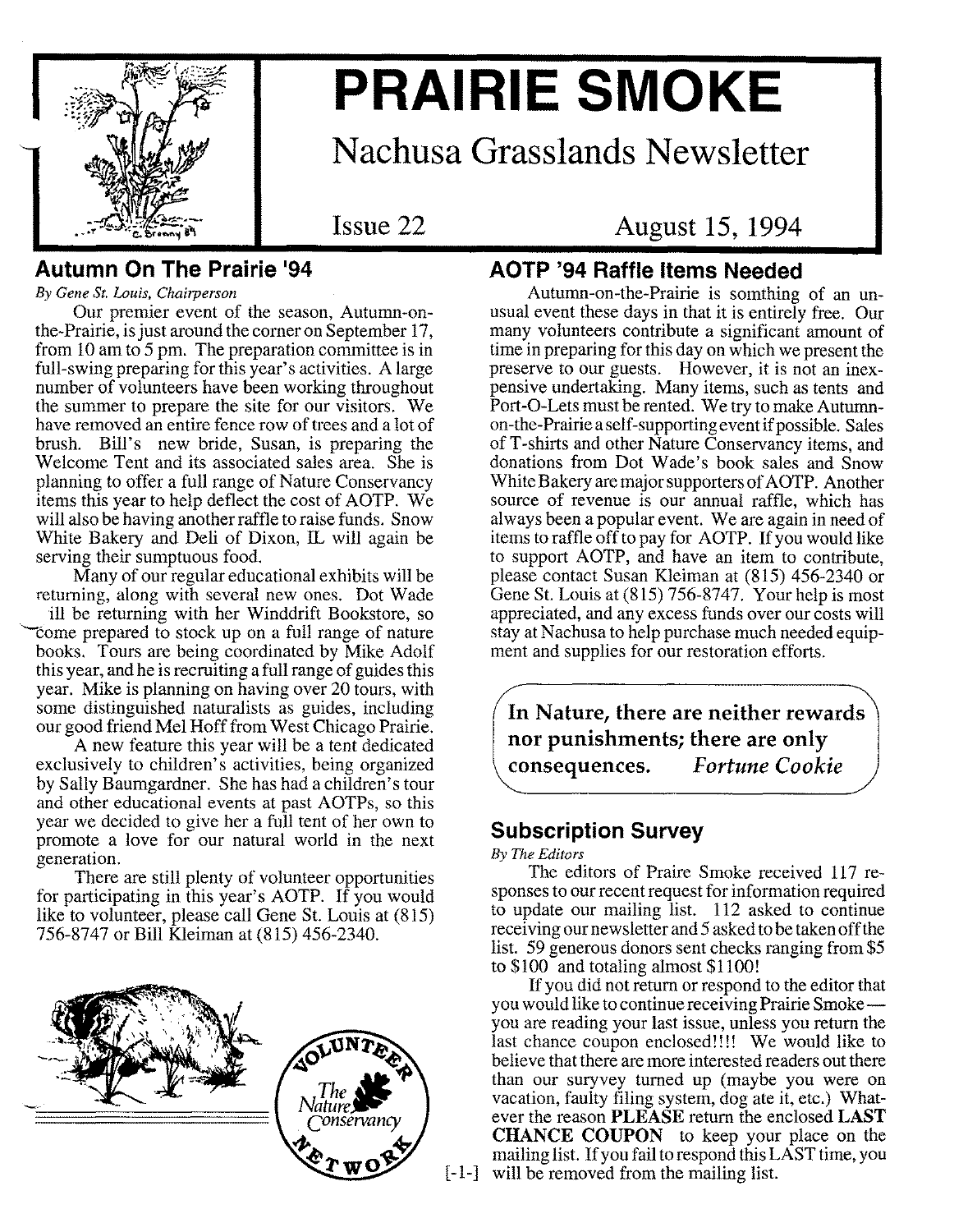# PRAIRIE SMOKE

## Nachusa Grasslands Newsletter

Issue 22 — August 15, 1994

## Autumn On The Prairie '94

*By Gene St. Louis, Chairperson*

Our premier event of the season, Autumn-on-the-Prairie, is just around the corner on September 17, from 10 am to 5 pm. The preparation committee is in full-swing preparing for this year's activities. A large number of volunteers have been working throughout the summer to prepare the site for our visitors. We have removed an entire fence row of trees and a lot of brush. Bill's new bride, Susan, is preparing the Welcome Tent and its associated sales area. She is planning to offer a full range of Nature Conservancy items this year to help deflect the cost of AOTP. We will also be having another raffle to raise funds. Snow White Bakery and Deli of Dixon, IL will again be serving their sumptuous food.

Many of our regular educational exhibits will be returning, along with several new ones. Dot Wade will be returning with her Winddrift Bookstore, so come prepared to stock up on a full range of nature books. Tours are being coordinated by Mike Adolf this year, and he is recruiting a full range of guides this year. Mike is planning on having over 20 tours, with some distinguished naturalists as guides, including our good friend Mel Hoff from West Chicago Prairie.

A new feature this year will be a tent dedicated exclusively to children's activities, being organized by Sally Baumgardner. She has had a children's tour and other educational events at past AOTPs, so this year we decided to give her a full tent of her own to promote a love for our natural world in the next generation.

There are still plenty of volunteer opportunities for participating in this year's AOTP. If you would like to volunteer, please call Gene St. Louis at (815) 756-8747 or Bill Kleiman at (815) 456-2340.

## AOTP '94 Raffle Items Needed

Autumn-on-the-Prairie is somthing of an unusual event these days in that it is entirely free. Our many volunteers contribute a significant amount of time in preparing for this day on which we present the preserve to our guests. However, it is not an inexpensive undertaking. Many items, such as tents and Port-O-Lets must be rented. We try to make Autumn-on-the-Prairie a self-supporting event if possible. Sales of T-shirts and other Nature Conservancy items, and donations from Dot Wade's book sales and Snow White Bakery are major supporters of AOTP. Another source of revenue is our annual raffle, which has always been a popular event. We are again in need of items to raffle off to pay for AOTP. If you would like to support AOTP, and have an item to contribute, please contact Susan Kleiman at (815) 456-2340 or Gene St. Louis at (815) 756-8747. Your help is most appreciated, and any excess funds over our costs will stay at Nachusa to help purchase much needed equipment and supplies for our restoration efforts.

> **In Nature, there are neither rewards nor punishments; there are only consequences.** *Fortune Cookie*

## Subscription Survey

*By The Editors*

The editors of Praire Smoke received 117 responses to our recent request for information required to update our mailing list. 112 asked to continue receiving our newsletter and 5 asked to be taken off the list. 59 generous donors sent checks ranging from $5 to $100 and totaling almost $1100!

If you did not return or respond to the editor that you would like to continue receiving Prairie Smoke — you are reading your last issue, unless you return the last chance coupon enclosed!!!! We would like to believe that there are more interested readers out there than our suryvey turned up (maybe you were on vacation, faulty filing system, dog ate it, etc.) Whatever the reason **PLEASE** return the enclosed **LAST CHANCE COUPON** to keep your place on the mailing list. If you fail to respond this LAST time, you will be removed from the mailing list.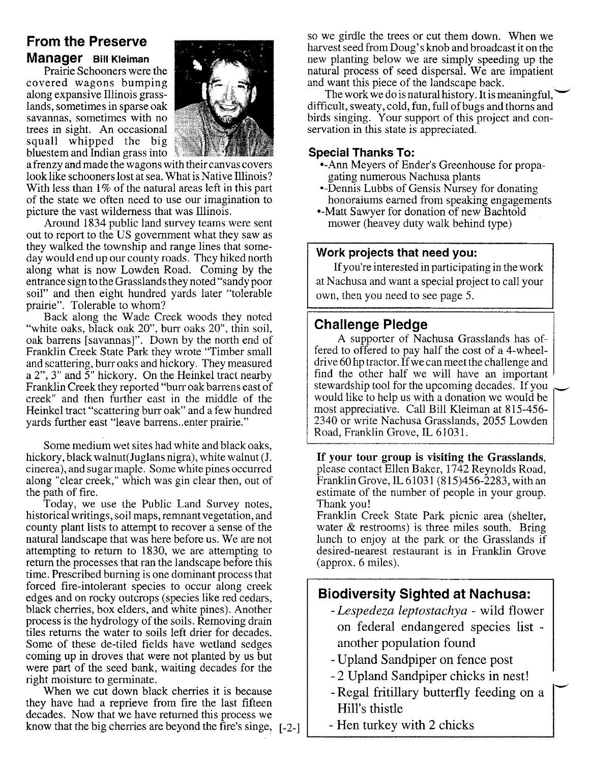## From the Preserve Manager

**Bill Kleiman**

Prairie Schooners were the covered wagons bumping along expansive Illinois grasslands, sometimes in sparse oak savannas, sometimes with no trees in sight. An occasional squall whipped the big bluestem and Indian grass into a frenzy and made the wagons with their canvas covers look like schooners lost at sea. What is Native Illinois? With less than 1% of the natural areas left in this part of the state we often need to use our imagination to picture the vast wilderness that was Illinois.

Around 1834 public land survey teams were sent out to report to the US government what they saw as they walked the township and range lines that someday would end up our county roads. They hiked north along what is now Lowden Road. Coming by the entrance sign to the Grasslands they noted "sandy poor soil" and then eight hundred yards later "tolerable prairie". Tolerable to whom?

Back along the Wade Creek woods they noted "white oaks, black oak 20", burr oaks 20", thin soil, oak barrens [savannas]". Down by the north end of Franklin Creek State Park they wrote "Timber small and scattering, burr oaks and hickory. They measured a 2", 3" and 5" hickory. On the Heinkel tract nearby Franklin Creek they reported "burr oak barrens east of creek" and then further east in the middle of the Heinkel tract "scattering burr oak" and a few hundred yards further east "leave barrens..enter prairie."

Some medium wet sites had white and black oaks, hickory, black walnut(Juglans nigra), white walnut (J. cinerea), and sugar maple. Some white pines occurred along "clear creek," which was gin clear then, out of the path of fire.

Today, we use the Public Land Survey notes, historical writings, soil maps, remnant vegetation, and county plant lists to attempt to recover a sense of the natural landscape that was here before us. We are not attempting to return to 1830, we are attempting to return the processes that ran the landscape before this time. Prescribed burning is one dominant process that forced fire-intolerant species to occur along creek edges and on rocky outcrops (species like red cedars, black cherries, box elders, and white pines). Another process is the hydrology of the soils. Removing drain tiles returns the water to soils left drier for decades. Some of these de-tiled fields have wetland sedges coming up in droves that were not planted by us but were part of the seed bank, waiting decades for the right moisture to germinate.

When we cut down black cherries it is because they have had a reprieve from fire the last fifteen decades. Now that we have returned this process we know that the big cherries are beyond the fire's singe, so we girdle the trees or cut them down. When we harvest seed from Doug's knob and broadcast it on the new planting below we are simply speeding up the natural process of seed dispersal. We are impatient and want this piece of the landscape back.

The work we do is natural history. It is meaningful, difficult, sweaty, cold, fun, full of bugs and thorns and birds singing. Your support of this project and conservation in this state is appreciated.

### Special Thanks To:

- -Ann Meyers of Ender's Greenhouse for propagating numerous Nachusa plants
- -Dennis Lubbs of Gensis Nursey for donating honoraiums earned from speaking engagements
- -Matt Sawyer for donation of new Bachtold mower (heavey duty walk behind type)

### Work projects that need you:

If you're interested in participating in the work at Nachusa and want a special project to call your own, then you need to see page 5.

## Challenge Pledge

A supporter of Nachusa Grasslands has offered to offered to pay half the cost of a 4-wheel-drive 60 hp tractor. If we can meet the challenge and find the other half we will have an important stewardship tool for the upcoming decades. If you would like to help us with a donation we would be most appreciative. Call Bill Kleiman at 815-456-2340 or write Nachusa Grasslands, 2055 Lowden Road, Franklin Grove, IL 61031.

**If your tour group is visiting the Grasslands,** please contact Ellen Baker, 1742 Reynolds Road, Franklin Grove, IL 61031 (815)456-2283, with an estimate of the number of people in your group. Thank you!

Franklin Creek State Park picnic area (shelter, water & restrooms) is three miles south. Bring lunch to enjoy at the park or the Grasslands if desired-nearest restaurant is in Franklin Grove (approx. 6 miles).

## Biodiversity Sighted at Nachusa:

- *Lespedeza leptostachya* - wild flower on federal endangered species list - another population found
- Upland Sandpiper on fence post
- 2 Upland Sandpiper chicks in nest!
- Regal fritillary butterfly feeding on a Hill's thistle
- Hen turkey with 2 chicks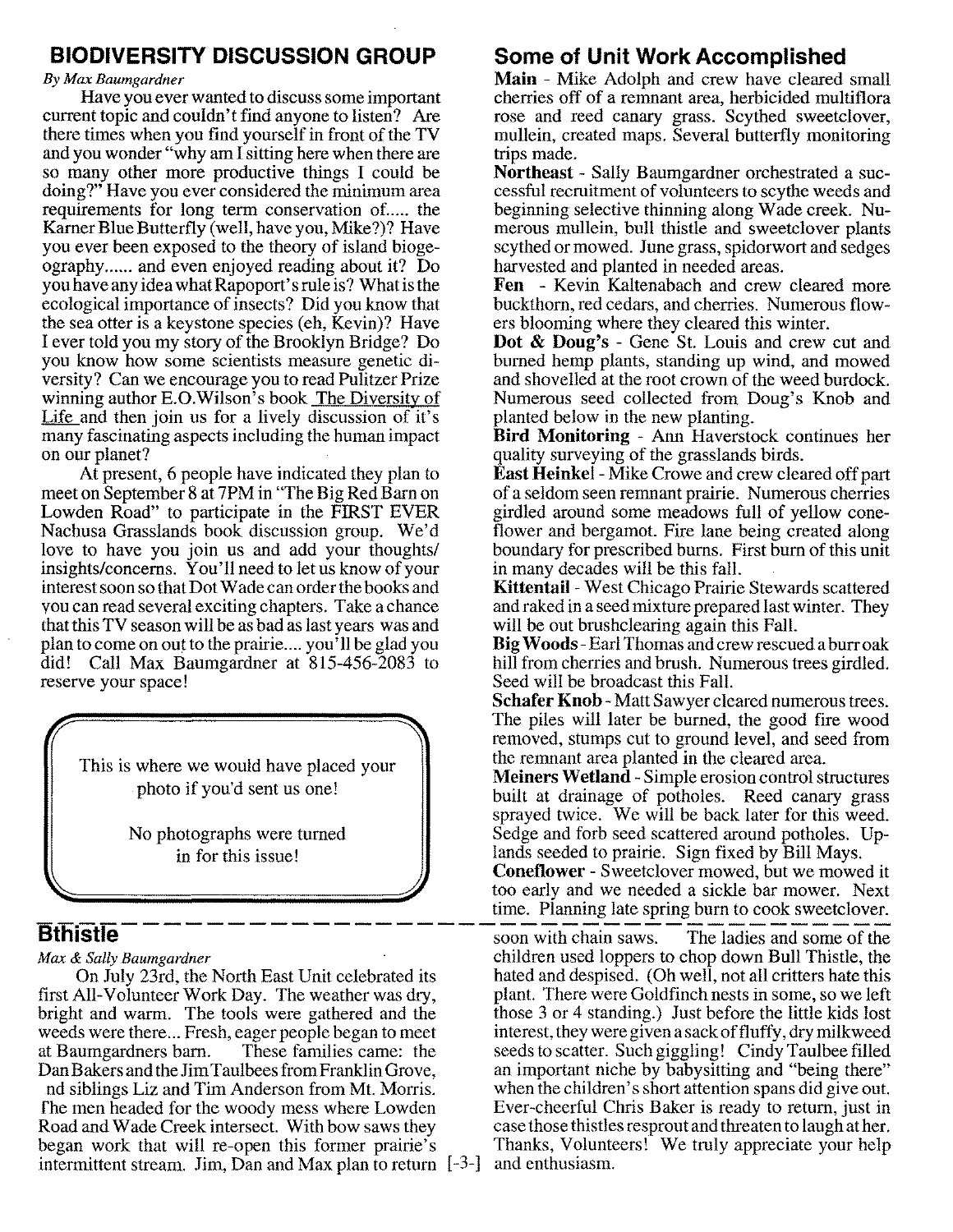## BIODIVERSITY DISCUSSION GROUP

*By Max Baumgardner*

Have you ever wanted to discuss some important current topic and couldn't find anyone to listen? Are there times when you find yourself in front of the TV and you wonder "why am I sitting here when there are so many other more productive things I could be doing?" Have you ever considered the minimum area requirements for long term conservation of..... the Karner Blue Butterfly (well, have you, Mike?)? Have you ever been exposed to the theory of island biogeography...... and even enjoyed reading about it? Do you have any idea what Rapoport's rule is? What is the ecological importance of insects? Did you know that the sea otter is a keystone species (eh, Kevin)? Have I ever told you my story of the Brooklyn Bridge? Do you know how some scientists measure genetic diversity? Can we encourage you to read Pulitzer Prize winning author E.O.Wilson's book The Diversity of Life and then join us for a lively discussion of it's many fascinating aspects including the human impact on our planet?

At present, 6 people have indicated they plan to meet on September 8 at 7PM in "The Big Red Barn on Lowden Road" to participate in the FIRST EVER Nachusa Grasslands book discussion group. We'd love to have you join us and add your thoughts/insights/concerns. You'll need to let us know of your interest soon so that Dot Wade can order the books and you can read several exciting chapters. Take a chance that this TV season will be as bad as last years was and plan to come on out to the prairie.... you'll be glad you did! Call Max Baumgardner at 815-456-2083 to reserve your space!

> This is where we would have placed your photo if you'd sent us one!
>
> No photographs were turned in for this issue!

## Some of Unit Work Accomplished

**Main** - Mike Adolph and crew have cleared small cherries off of a remnant area, herbicided multiflora rose and reed canary grass. Scythed sweetclover, mullein, created maps. Several butterfly monitoring trips made.

**Northeast** - Sally Baumgardner orchestrated a successful recruitment of volunteers to scythe weeds and beginning selective thinning along Wade creek. Numerous mullein, bull thistle and sweetclover plants scythed or mowed. June grass, spidorwort and sedges harvested and planted in needed areas.

**Fen** - Kevin Kaltenabach and crew cleared more buckthorn, red cedars, and cherries. Numerous flowers blooming where they cleared this winter.

**Dot & Doug's** - Gene St. Louis and crew cut and burned hemp plants, standing up wind, and mowed and shovelled at the root crown of the weed burdock. Numerous seed collected from Doug's Knob and planted below in the new planting.

**Bird Monitoring** - Ann Haverstock continues her quality surveying of the grasslands birds.

**East Heinkel** - Mike Crowe and crew cleared off part of a seldom seen remnant prairie. Numerous cherries girdled around some meadows full of yellow coneflower and bergamot. Fire lane being created along boundary for prescribed burns. First burn of this unit in many decades will be this fall.

**Kittentail** - West Chicago Prairie Stewards scattered and raked in a seed mixture prepared last winter. They will be out brushclearing again this Fall.

**Big Woods** - Earl Thomas and crew rescued a burr oak hill from cherries and brush. Numerous trees girdled. Seed will be broadcast this Fall.

**Schafer Knob** - Matt Sawyer cleared numerous trees. The piles will later be burned, the good fire wood removed, stumps cut to ground level, and seed from the remnant area planted in the cleared area.

**Meiners Wetland** - Simple erosion control structures built at drainage of potholes. Reed canary grass sprayed twice. We will be back later for this weed. Sedge and forb seed scattered around potholes. Uplands seeded to prairie. Sign fixed by Bill Mays.

**Coneflower** - Sweetclover mowed, but we mowed it too early and we needed a sickle bar mower. Next time. Planning late spring burn to cook sweetclover.

---

## Bthistle

*Max & Sally Baumgardner*

On July 23rd, the North East Unit celebrated its first All-Volunteer Work Day. The weather was dry, bright and warm. The tools were gathered and the weeds were there... Fresh, eager people began to meet at Baumgardners barn. These families came: the Dan Bakers and the Jim Taulbees from Franklin Grove, nd siblings Liz and Tim Anderson from Mt. Morris. The men headed for the woody mess where Lowden Road and Wade Creek intersect. With bow saws they began work that will re-open this former prairie's intermittent stream. Jim, Dan and Max plan to return soon with chain saws. The ladies and some of the children used loppers to chop down Bull Thistle, the hated and despised. (Oh well, not all critters hate this plant. There were Goldfinch nests in some, so we left those 3 or 4 standing.) Just before the little kids lost interest, they were given a sack of fluffy, dry milkweed seeds to scatter. Such giggling! Cindy Taulbee filled an important niche by babysitting and "being there" when the children's short attention spans did give out. Ever-cheerful Chris Baker is ready to return, just in case those thistles resprout and threaten to laugh at her. Thanks, Volunteers! We truly appreciate your help and enthusiasm.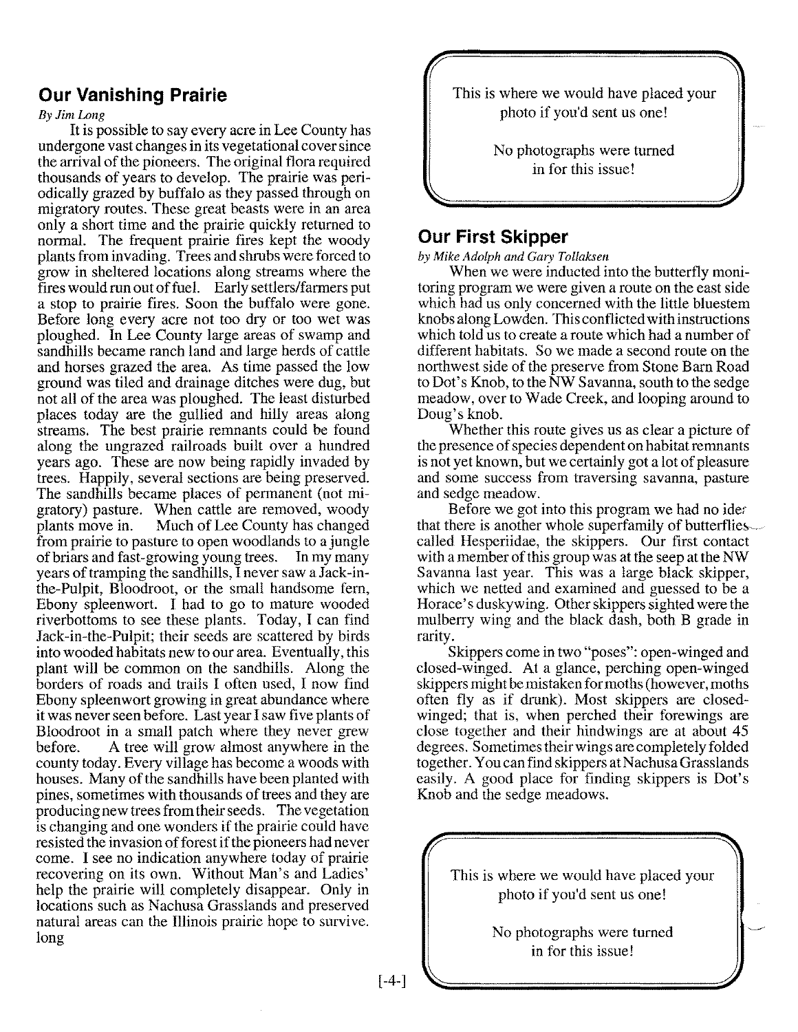## Our Vanishing Prairie

*By Jim Long*

It is possible to say every acre in Lee County has undergone vast changes in its vegetational cover since the arrival of the pioneers. The original flora required thousands of years to develop. The prairie was periodically grazed by buffalo as they passed through on migratory routes. These great beasts were in an area only a short time and the prairie quickly returned to normal. The frequent prairie fires kept the woody plants from invading. Trees and shrubs were forced to grow in sheltered locations along streams where the fires would run out of fuel. Early settlers/farmers put a stop to prairie fires. Soon the buffalo were gone. Before long every acre not too dry or too wet was ploughed. In Lee County large areas of swamp and sandhills became ranch land and large herds of cattle and horses grazed the area. As time passed the low ground was tiled and drainage ditches were dug, but not all of the area was ploughed. The least disturbed places today are the gullied and hilly areas along streams. The best prairie remnants could be found along the ungrazed railroads built over a hundred years ago. These are now being rapidly invaded by trees. Happily, several sections are being preserved. The sandhills became places of permanent (not migratory) pasture. When cattle are removed, woody plants move in. Much of Lee County has changed from prairie to pasture to open woodlands to a jungle of briars and fast-growing young trees. In my many years of tramping the sandhills, I never saw a Jack-in-the-Pulpit, Bloodroot, or the small handsome fern, Ebony spleenwort. I had to go to mature wooded riverbottoms to see these plants. Today, I can find Jack-in-the-Pulpit; their seeds are scattered by birds into wooded habitats new to our area. Eventually, this plant will be common on the sandhills. Along the borders of roads and trails I often used, I now find Ebony spleenwort growing in great abundance where it was never seen before. Last year I saw five plants of Bloodroot in a small patch where they never grew before. A tree will grow almost anywhere in the county today. Every village has become a woods with houses. Many of the sandhills have been planted with pines, sometimes with thousands of trees and they are producing new trees from their seeds. The vegetation is changing and one wonders if the prairie could have resisted the invasion of forest if the pioneers had never come. I see no indication anywhere today of prairie recovering on its own. Without Man's and Ladies' help the prairie will completely disappear. Only in locations such as Nachusa Grasslands and preserved natural areas can the Illinois prairie hope to survive. long

This is where we would have placed your photo if you'd sent us one!

No photographs were turned in for this issue!

## Our First Skipper

*by Mike Adolph and Gary Tollaksen*

When we were inducted into the butterfly monitoring program we were given a route on the east side which had us only concerned with the little bluestem knobs along Lowden. This conflicted with instructions which told us to create a route which had a number of different habitats. So we made a second route on the northwest side of the preserve from Stone Barn Road to Dot's Knob, to the NW Savanna, south to the sedge meadow, over to Wade Creek, and looping around to Doug's knob.

Whether this route gives us as clear a picture of the presence of species dependent on habitat remnants is not yet known, but we certainly got a lot of pleasure and some success from traversing savanna, pasture and sedge meadow.

Before we got into this program we had no idea that there is another whole superfamily of butterflies called Hesperiidae, the skippers. Our first contact with a member of this group was at the seep at the NW Savanna last year. This was a large black skipper, which we netted and examined and guessed to be a Horace's duskywing. Other skippers sighted were the mulberry wing and the black dash, both B grade in rarity.

Skippers come in two "poses": open-winged and closed-winged. At a glance, perching open-winged skippers might be mistaken for moths (however, moths often fly as if drunk). Most skippers are closed-winged; that is, when perched their forewings are close together and their hindwings are at about 45 degrees. Sometimes their wings are completely folded together. You can find skippers at Nachusa Grasslands easily. A good place for finding skippers is Dot's Knob and the sedge meadows.

This is where we would have placed your photo if you'd sent us one!

No photographs were turned in for this issue!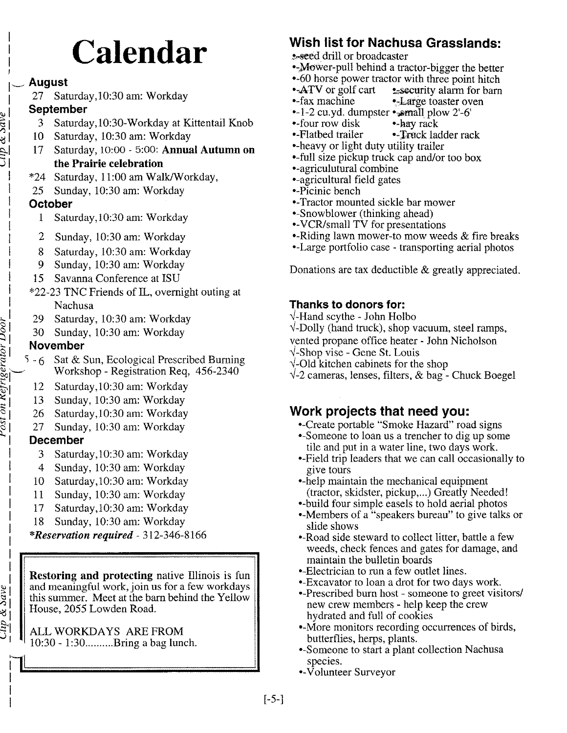# Calendar

### August

27 Saturday, 10:30 am: Workday

### September

3 Saturday, 10:30-Workday at Kittentail Knob
10 Saturday, 10:30 am: Workday
17 Saturday, 10:00 - 5:00: **Annual Autumn on the Prairie celebration**
*24 Saturday, 11:00 am Walk/Workday,
25 Sunday, 10:30 am: Workday

### October

1 Saturday, 10:30 am: Workday
2 Sunday, 10:30 am: Workday
8 Saturday, 10:30 am: Workday
9 Sunday, 10:30 am: Workday
15 Savanna Conference at ISU
*22-23 TNC Friends of IL, overnight outing at Nachusa
29 Saturday, 10:30 am: Workday
30 Sunday, 10:30 am: Workday

### November

5 - 6 Sat & Sun, Ecological Prescribed Burning Workshop - Registration Req, 456-2340
12 Saturday, 10:30 am: Workday
13 Sunday, 10:30 am: Workday
26 Saturday, 10:30 am: Workday
27 Sunday, 10:30 am: Workday

### December

3 Saturday, 10:30 am: Workday
4 Sunday, 10:30 am: Workday
10 Saturday, 10:30 am: Workday
11 Sunday, 10:30 am: Workday
17 Saturday, 10:30 am: Workday
18 Sunday, 10:30 am: Workday

****Reservation required*** - 312-346-8166

**Restoring and protecting** native Illinois is fun and meaningful work, join us for a few workdays this summer. Meet at the barn behind the Yellow House, 2055 Lowden Road.

ALL WORKDAYS ARE FROM 10:30 - 1:30..........Bring a bag lunch.

*Clip & Save* — *Post on Refrigerator Door* — *Clip & Save*

## Wish list for Nachusa Grasslands:

- •-seed drill or broadcaster
- •-Mower-pull behind a tractor-bigger the better
- •-60 horse power tractor with three point hitch
- •-ATV or golf cart
- •-security alarm for barn
- •-fax machine
- •-Large toaster oven
- •-1-2 cu.yd. dumpster
- •-small plow 2'-6'
- •-four row disk
- •-hay rack
- •-Flatbed trailer
- •-Truck ladder rack
- •-heavy or light duty utility trailer
- •-full size pickup truck cap and/or too box
- •-agriculutural combine
- •-agricultural field gates
- •-Picinic bench
- •-Tractor mounted sickle bar mower
- •-Snowblower (thinking ahead)
- •-VCR/small TV for presentations
- •-Riding lawn mower-to mow weeds & fire breaks
- •-Large portfolio case - transporting aerial photos

Donations are tax deductible & greatly appreciated.

## Thanks to donors for:

√-Hand scythe - John Holbo
√-Dolly (hand truck), shop vacuum, steel ramps, vented propane office heater - John Nicholson
√-Shop vise - Gene St. Louis
√-Old kitchen cabinets for the shop
√-2 cameras, lenses, filters, & bag - Chuck Boegel

## Work projects that need you:

- •-Create portable "Smoke Hazard" road signs
- •-Someone to loan us a trencher to dig up some tile and put in a water line, two days work.
- •-Field trip leaders that we can call occasionally to give tours
- •-help maintain the mechanical equipment (tractor, skidster, pickup,...) Greatly Needed!
- •-build four simple easels to hold aerial photos
- •-Members of a "speakers bureau" to give talks or slide shows
- •-Road side steward to collect litter, battle a few weeds, check fences and gates for damage, and maintain the bulletin boards
- •-Electrician to run a few outlet lines.
- •-Excavator to loan a drot for two days work.
- •-Prescribed burn host - someone to greet visitors/ new crew members - help keep the crew hydrated and full of cookies
- •-More monitors recording occurrences of birds, butterflies, herps, plants.
- •-Someone to start a plant collection Nachusa species.
- •-Volunteer Surveyor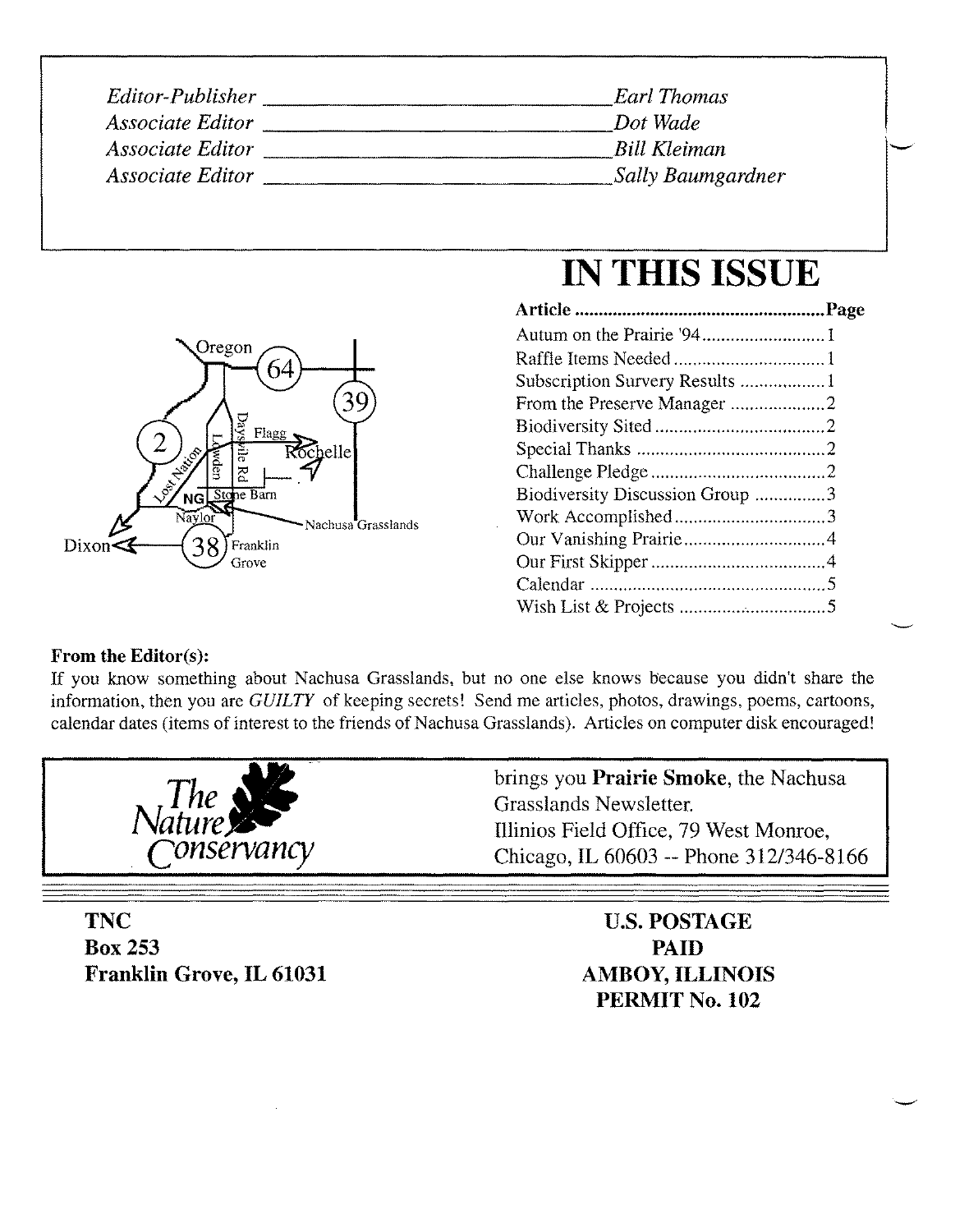| | |
|---|---|
| *Editor-Publisher* | *Earl Thomas* |
| *Associate Editor* | *Dot Wade* |
| *Associate Editor* | *Bill Kleiman* |
| *Associate Editor* | *Sally Baumgardner* |

Oregon
64
39
2
Flagg
Rochelle
Lost Nation
Lowden
Daysville Rd
NG
Stone Barn
Naylor
Nachusa Grasslands
Dixon
38
Franklin Grove

# IN THIS ISSUE

| Article | Page |
|---|---|
| Autum on the Prairie '94 | 1 |
| Raffle Items Needed | 1 |
| Subscription Survery Results | 1 |
| From the Preserve Manager | 2 |
| Biodiversity Sited | 2 |
| Special Thanks | 2 |
| Challenge Pledge | 2 |
| Biodiversity Discussion Group | 3 |
| Work Accomplished | 3 |
| Our Vanishing Prairie | 4 |
| Our First Skipper | 4 |
| Calendar | 5 |
| Wish List & Projects | 5 |

**From the Editor(s):**
If you know something about Nachusa Grasslands, but no one else knows because you didn't share the information, then you are *GUILTY* of keeping secrets! Send me articles, photos, drawings, poems, cartoons, calendar dates (items of interest to the friends of Nachusa Grasslands). Articles on computer disk encouraged!

The Nature Conservancy brings you **Prairie Smoke**, the Nachusa Grasslands Newsletter.
Illinios Field Office, 79 West Monroe,
Chicago, IL 60603 -- Phone 312/346-8166

**TNC**
**Box 253**
**Franklin Grove, IL 61031**

**U.S. POSTAGE**
**PAID**
**AMBOY, ILLINOIS**
**PERMIT No. 102**